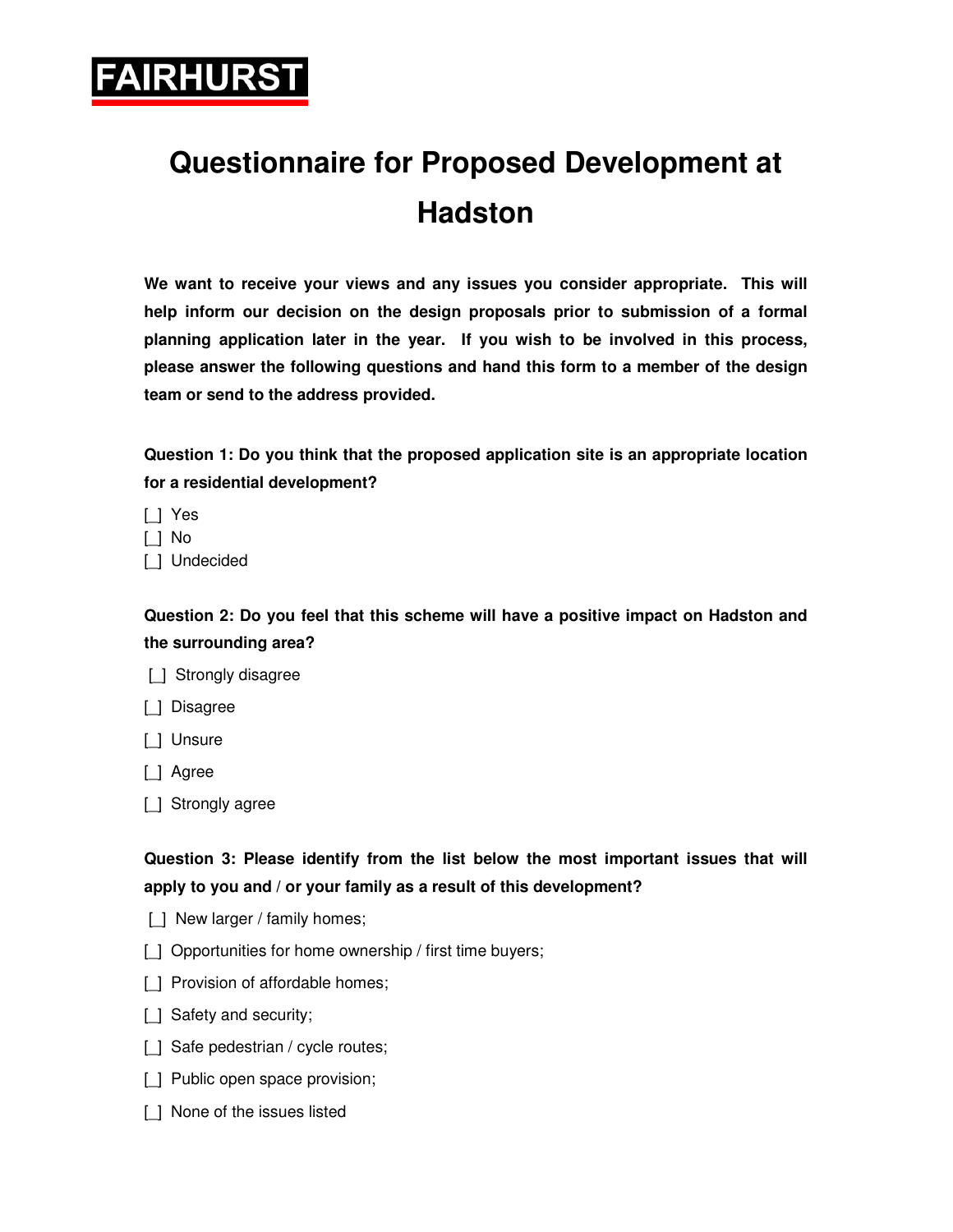FAIRHURST

# Questionnaire for Proposed Development at Hadston

**We want to receive your views and any issues you consider appropriate. This will help inform our decision on the design proposals prior to submission of a formal planning application later in the year. If you wish to be involved in this process, please answer the following questions and hand this form to a member of the design team or send to the address provided.**

**Question 1: Do you think that the proposed application site is an appropriate location for a residential development?**

[_] Yes
[_] No
[_] Undecided

**Question 2: Do you feel that this scheme will have a positive impact on Hadston and the surrounding area?**

[_] Strongly disagree

[_] Disagree

[_] Unsure

[_] Agree

[_] Strongly agree

**Question 3: Please identify from the list below the most important issues that will apply to you and / or your family as a result of this development?**

[_] New larger / family homes;

[_] Opportunities for home ownership / first time buyers;

[_] Provision of affordable homes;

[_] Safety and security;

[_] Safe pedestrian / cycle routes;

[_] Public open space provision;

[_] None of the issues listed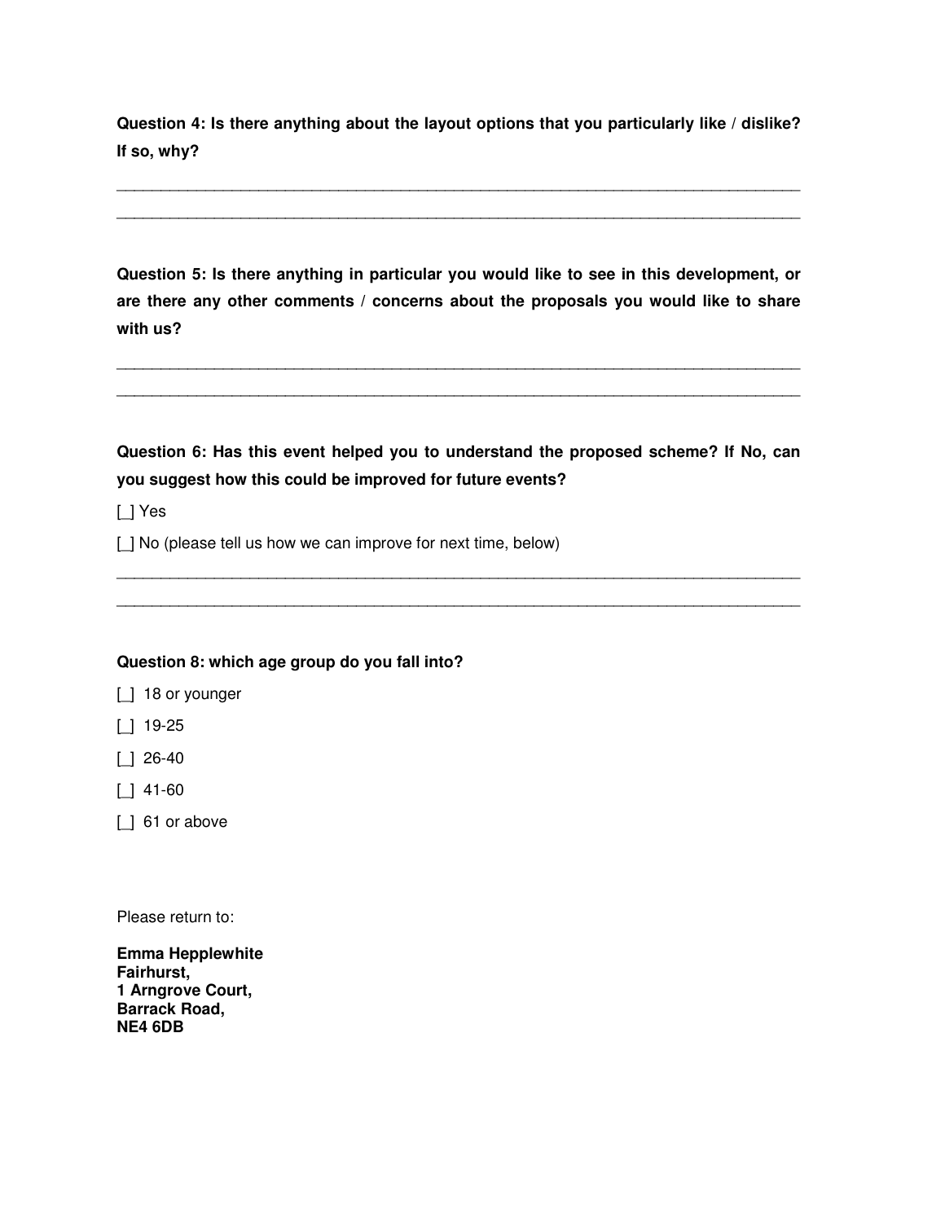**Question 4: Is there anything about the layout options that you particularly like / dislike? If so, why?**

_____________________________________________________________________________

_____________________________________________________________________________

**Question 5: Is there anything in particular you would like to see in this development, or are there any other comments / concerns about the proposals you would like to share with us?**

_____________________________________________________________________________

_____________________________________________________________________________

**Question 6: Has this event helped you to understand the proposed scheme? If No, can you suggest how this could be improved for future events?**

[_] Yes

[_] No (please tell us how we can improve for next time, below)

_____________________________________________________________________________

_____________________________________________________________________________

**Question 8: which age group do you fall into?**

[_] 18 or younger

[_] 19-25

[_] 26-40

[_] 41-60

[_] 61 or above

Please return to:

**Emma Hepplewhite**
**Fairhurst,**
**1 Arngrove Court,**
**Barrack Road,**
**NE4 6DB**